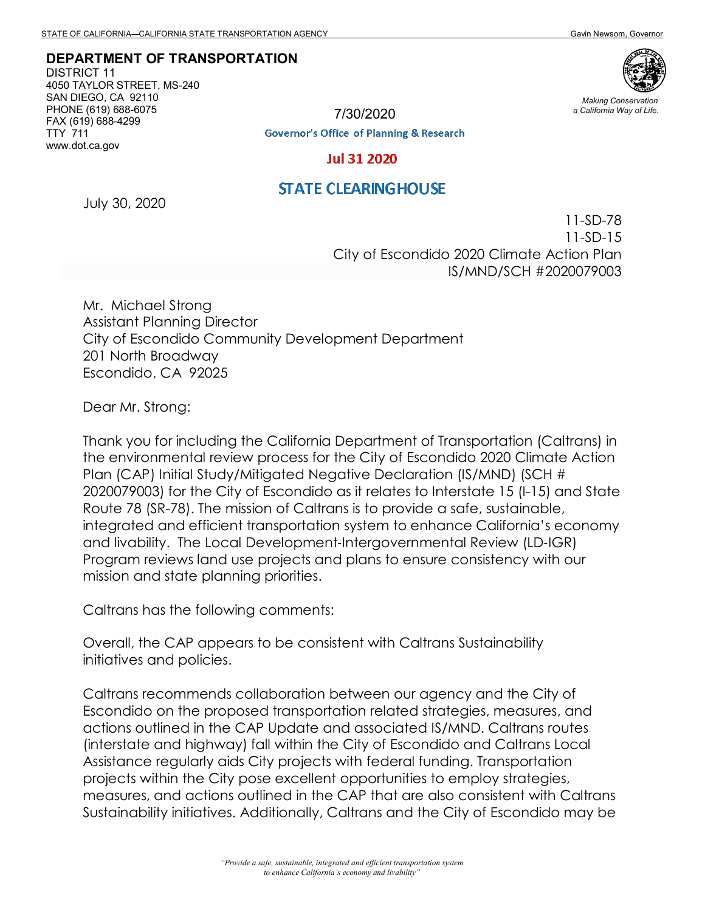STATE OF CALIFORNIA—CALIFORNIA STATE TRANSPORTATION AGENCY — Gavin Newsom, Governor

**DEPARTMENT OF TRANSPORTATION**
DISTRICT 11
4050 TAYLOR STREET, MS-240
SAN DIEGO, CA 92110
PHONE (619) 688-6075
FAX (619) 688-4299
TTY 711
www.dot.ca.gov

*Making Conservation a California Way of Life.*

7/30/2020
Governor's Office of Planning & Research

Jul 31 2020

STATE CLEARINGHOUSE

July 30, 2020

11-SD-78
11-SD-15
City of Escondido 2020 Climate Action Plan
IS/MND/SCH #2020079003

Mr. Michael Strong
Assistant Planning Director
City of Escondido Community Development Department
201 North Broadway
Escondido, CA 92025

Dear Mr. Strong:

Thank you for including the California Department of Transportation (Caltrans) in the environmental review process for the City of Escondido 2020 Climate Action Plan (CAP) Initial Study/Mitigated Negative Declaration (IS/MND) (SCH # 2020079003) for the City of Escondido as it relates to Interstate 15 (I-15) and State Route 78 (SR-78). The mission of Caltrans is to provide a safe, sustainable, integrated and efficient transportation system to enhance California's economy and livability. The Local Development-Intergovernmental Review (LD-IGR) Program reviews land use projects and plans to ensure consistency with our mission and state planning priorities.

Caltrans has the following comments:

Overall, the CAP appears to be consistent with Caltrans Sustainability initiatives and policies.

Caltrans recommends collaboration between our agency and the City of Escondido on the proposed transportation related strategies, measures, and actions outlined in the CAP Update and associated IS/MND. Caltrans routes (interstate and highway) fall within the City of Escondido and Caltrans Local Assistance regularly aids City projects with federal funding. Transportation projects within the City pose excellent opportunities to employ strategies, measures, and actions outlined in the CAP that are also consistent with Caltrans Sustainability initiatives. Additionally, Caltrans and the City of Escondido may be

*"Provide a safe, sustainable, integrated and efficient transportation system to enhance California's economy and livability"*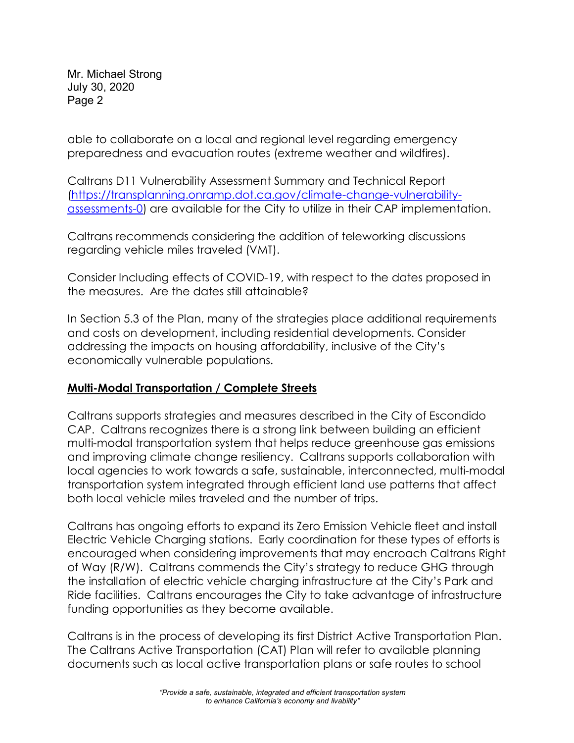able to collaborate on a local and regional level regarding emergency preparedness and evacuation routes (extreme weather and wildfires).

Caltrans D11 Vulnerability Assessment Summary and Technical Report (https://transplanning.onramp.dot.ca.gov/climate-change-vulnerability-assessments-0) are available for the City to utilize in their CAP implementation.

Caltrans recommends considering the addition of teleworking discussions regarding vehicle miles traveled (VMT).

Consider Including effects of COVID-19, with respect to the dates proposed in the measures. Are the dates still attainable?

In Section 5.3 of the Plan, many of the strategies place additional requirements and costs on development, including residential developments. Consider addressing the impacts on housing affordability, inclusive of the City's economically vulnerable populations.

**Multi-Modal Transportation / Complete Streets**

Caltrans supports strategies and measures described in the City of Escondido CAP. Caltrans recognizes there is a strong link between building an efficient multi-modal transportation system that helps reduce greenhouse gas emissions and improving climate change resiliency. Caltrans supports collaboration with local agencies to work towards a safe, sustainable, interconnected, multi-modal transportation system integrated through efficient land use patterns that affect both local vehicle miles traveled and the number of trips.

Caltrans has ongoing efforts to expand its Zero Emission Vehicle fleet and install Electric Vehicle Charging stations. Early coordination for these types of efforts is encouraged when considering improvements that may encroach Caltrans Right of Way (R/W). Caltrans commends the City's strategy to reduce GHG through the installation of electric vehicle charging infrastructure at the City's Park and Ride facilities. Caltrans encourages the City to take advantage of infrastructure funding opportunities as they become available.

Caltrans is in the process of developing its first District Active Transportation Plan. The Caltrans Active Transportation (CAT) Plan will refer to available planning documents such as local active transportation plans or safe routes to school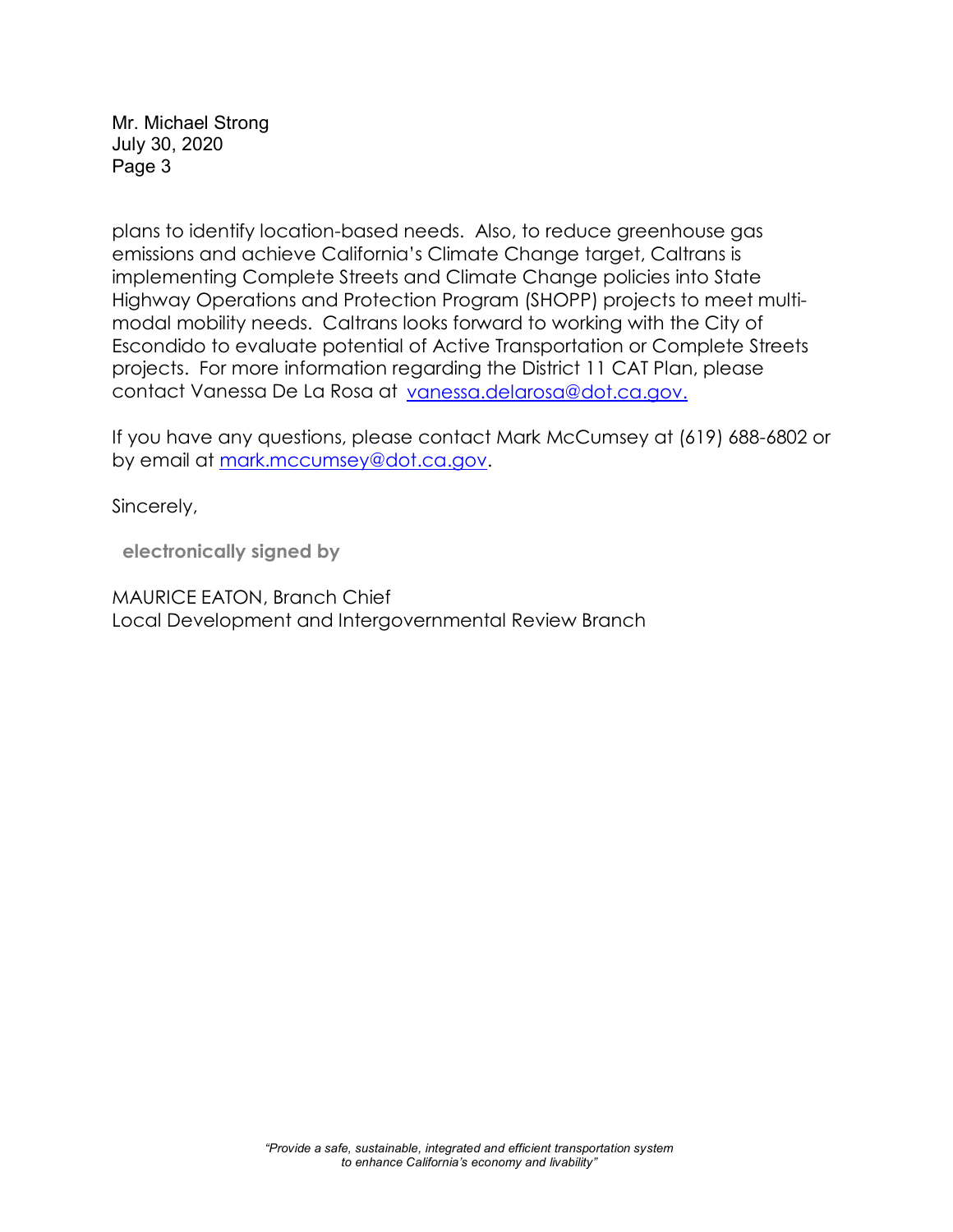plans to identify location-based needs. Also, to reduce greenhouse gas emissions and achieve California's Climate Change target, Caltrans is implementing Complete Streets and Climate Change policies into State Highway Operations and Protection Program (SHOPP) projects to meet multi-modal mobility needs. Caltrans looks forward to working with the City of Escondido to evaluate potential of Active Transportation or Complete Streets projects. For more information regarding the District 11 CAT Plan, please contact Vanessa De La Rosa at vanessa.delarosa@dot.ca.gov.

If you have any questions, please contact Mark McCumsey at (619) 688-6802 or by email at mark.mccumsey@dot.ca.gov.

Sincerely,

**electronically signed by**

MAURICE EATON, Branch Chief
Local Development and Intergovernmental Review Branch